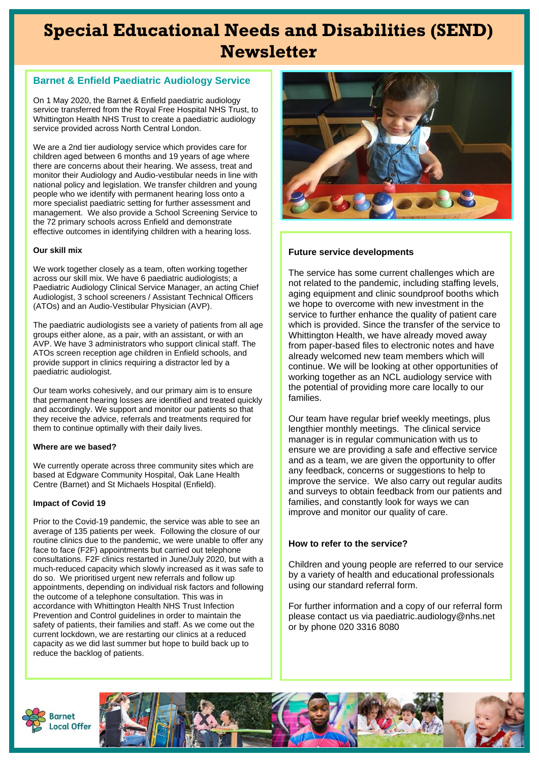# Special Educational Needs and Disabilities (SEND) Newsletter

## Barnet & Enfield Paediatric Audiology Service

On 1 May 2020, the Barnet & Enfield paediatric audiology service transferred from the Royal Free Hospital NHS Trust, to Whittington Health NHS Trust to create a paediatric audiology service provided across North Central London.

We are a 2nd tier audiology service which provides care for children aged between 6 months and 19 years of age where there are concerns about their hearing. We assess, treat and monitor their Audiology and Audio-vestibular needs in line with national policy and legislation. We transfer children and young people who we identify with permanent hearing loss onto a more specialist paediatric setting for further assessment and management. We also provide a School Screening Service to the 72 primary schools across Enfield and demonstrate effective outcomes in identifying children with a hearing loss.

### Our skill mix

We work together closely as a team, often working together across our skill mix. We have 6 paediatric audiologists; a Paediatric Audiology Clinical Service Manager, an acting Chief Audiologist, 3 school screeners / Assistant Technical Officers (ATOs) and an Audio-Vestibular Physician (AVP).

The paediatric audiologists see a variety of patients from all age groups either alone, as a pair, with an assistant, or with an AVP. We have 3 administrators who support clinical staff. The ATOs screen reception age children in Enfield schools, and provide support in clinics requiring a distractor led by a paediatric audiologist.

Our team works cohesively, and our primary aim is to ensure that permanent hearing losses are identified and treated quickly and accordingly. We support and monitor our patients so that they receive the advice, referrals and treatments required for them to continue optimally with their daily lives.

### Where are we based?

We currently operate across three community sites which are based at Edgware Community Hospital, Oak Lane Health Centre (Barnet) and St Michaels Hospital (Enfield).

### Impact of Covid 19

Prior to the Covid-19 pandemic, the service was able to see an average of 135 patients per week. Following the closure of our routine clinics due to the pandemic, we were unable to offer any face to face (F2F) appointments but carried out telephone consultations. F2F clinics restarted in June/July 2020, but with a much-reduced capacity which slowly increased as it was safe to do so. We prioritised urgent new referrals and follow up appointments, depending on individual risk factors and following the outcome of a telephone consultation. This was in accordance with Whittington Health NHS Trust Infection Prevention and Control guidelines in order to maintain the safety of patients, their families and staff. As we come out the current lockdown, we are restarting our clinics at a reduced capacity as we did last summer but hope to build back up to reduce the backlog of patients.

### Future service developments

The service has some current challenges which are not related to the pandemic, including staffing levels, aging equipment and clinic soundproof booths which we hope to overcome with new investment in the service to further enhance the quality of patient care which is provided. Since the transfer of the service to Whittington Health, we have already moved away from paper-based files to electronic notes and have already welcomed new team members which will continue. We will be looking at other opportunities of working together as an NCL audiology service with the potential of providing more care locally to our families.

Our team have regular brief weekly meetings, plus lengthier monthly meetings. The clinical service manager is in regular communication with us to ensure we are providing a safe and effective service and as a team, we are given the opportunity to offer any feedback, concerns or suggestions to help to improve the service. We also carry out regular audits and surveys to obtain feedback from our patients and families, and constantly look for ways we can improve and monitor our quality of care.

### How to refer to the service?

Children and young people are referred to our service by a variety of health and educational professionals using our standard referral form.

For further information and a copy of our referral form please contact us via paediatric.audiology@nhs.net or by phone 020 3316 8080

Barnet Local Offer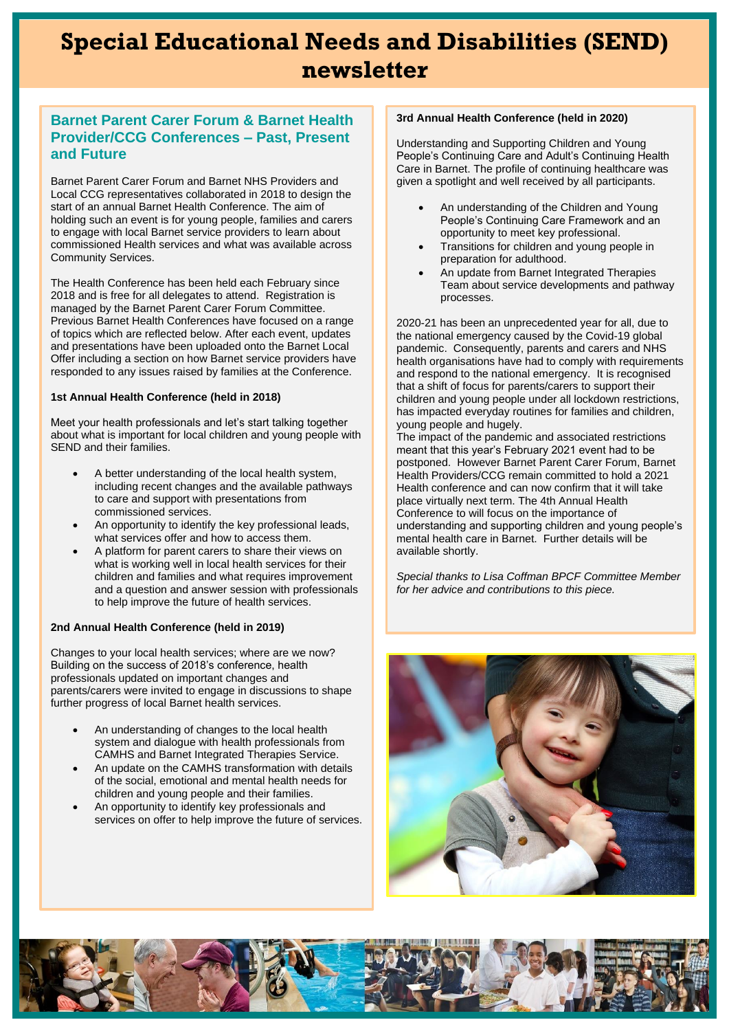# Special Educational Needs and Disabilities (SEND) newsletter

## Barnet Parent Carer Forum & Barnet Health Provider/CCG Conferences – Past, Present and Future

Barnet Parent Carer Forum and Barnet NHS Providers and Local CCG representatives collaborated in 2018 to design the start of an annual Barnet Health Conference. The aim of holding such an event is for young people, families and carers to engage with local Barnet service providers to learn about commissioned Health services and what was available across Community Services.

The Health Conference has been held each February since 2018 and is free for all delegates to attend. Registration is managed by the Barnet Parent Carer Forum Committee. Previous Barnet Health Conferences have focused on a range of topics which are reflected below. After each event, updates and presentations have been uploaded onto the Barnet Local Offer including a section on how Barnet service providers have responded to any issues raised by families at the Conference.

**1st Annual Health Conference (held in 2018)**

Meet your health professionals and let's start talking together about what is important for local children and young people with SEND and their families.

- A better understanding of the local health system, including recent changes and the available pathways to care and support with presentations from commissioned services.
- An opportunity to identify the key professional leads, what services offer and how to access them.
- A platform for parent carers to share their views on what is working well in local health services for their children and families and what requires improvement and a question and answer session with professionals to help improve the future of health services.

**2nd Annual Health Conference (held in 2019)**

Changes to your local health services; where are we now? Building on the success of 2018's conference, health professionals updated on important changes and parents/carers were invited to engage in discussions to shape further progress of local Barnet health services.

- An understanding of changes to the local health system and dialogue with health professionals from CAMHS and Barnet Integrated Therapies Service.
- An update on the CAMHS transformation with details of the social, emotional and mental health needs for children and young people and their families.
- An opportunity to identify key professionals and services on offer to help improve the future of services.

**3rd Annual Health Conference (held in 2020)**

Understanding and Supporting Children and Young People's Continuing Care and Adult's Continuing Health Care in Barnet. The profile of continuing healthcare was given a spotlight and well received by all participants.

- An understanding of the Children and Young People's Continuing Care Framework and an opportunity to meet key professional.
- Transitions for children and young people in preparation for adulthood.
- An update from Barnet Integrated Therapies Team about service developments and pathway processes.

2020-21 has been an unprecedented year for all, due to the national emergency caused by the Covid-19 global pandemic. Consequently, parents and carers and NHS health organisations have had to comply with requirements and respond to the national emergency. It is recognised that a shift of focus for parents/carers to support their children and young people under all lockdown restrictions, has impacted everyday routines for families and children, young people and hugely.

The impact of the pandemic and associated restrictions meant that this year's February 2021 event had to be postponed. However Barnet Parent Carer Forum, Barnet Health Providers/CCG remain committed to hold a 2021 Health conference and can now confirm that it will take place virtually next term. The 4th Annual Health Conference to will focus on the importance of understanding and supporting children and young people's mental health care in Barnet. Further details will be available shortly.

*Special thanks to Lisa Coffman BPCF Committee Member for her advice and contributions to this piece.*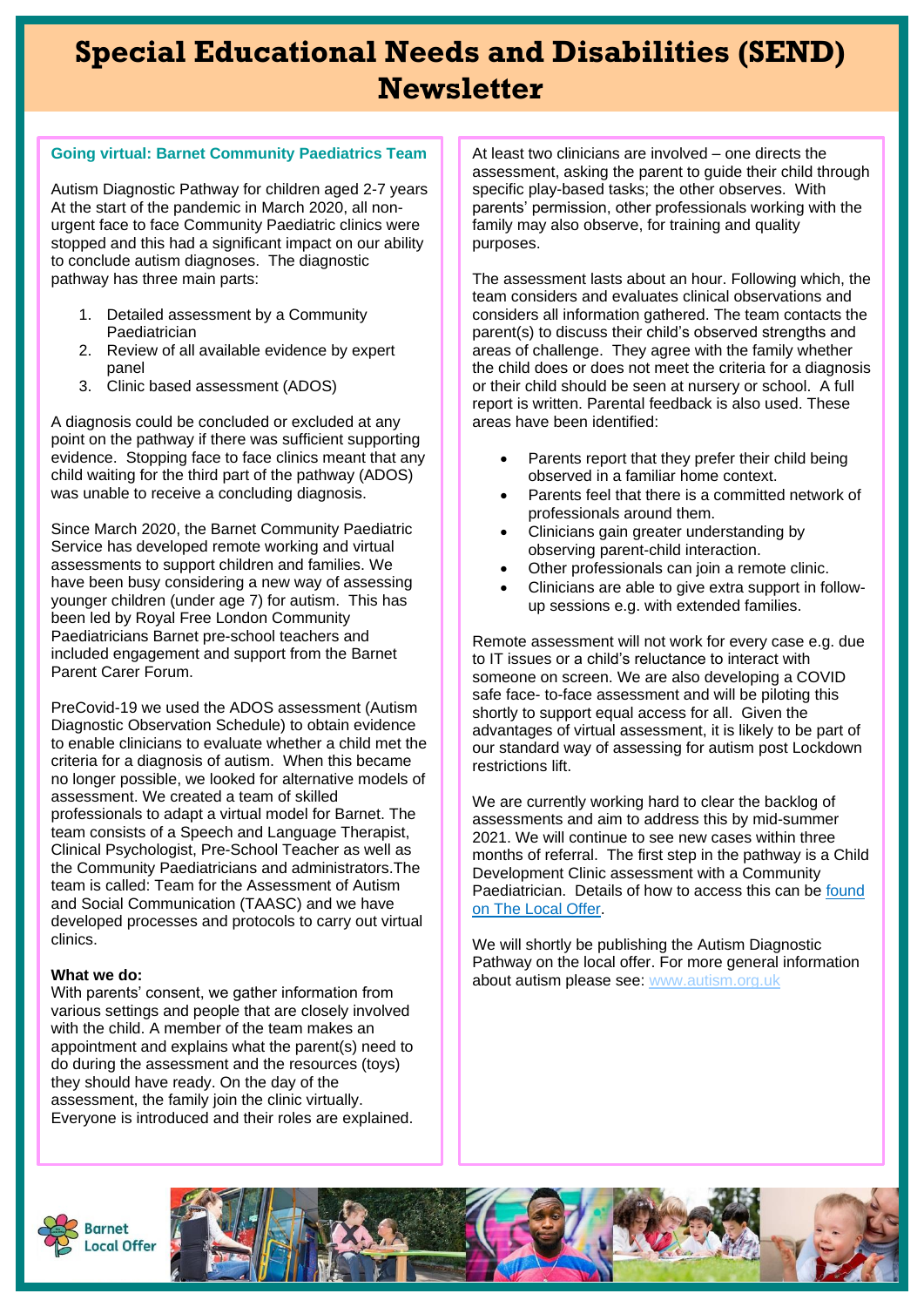# Special Educational Needs and Disabilities (SEND) Newsletter

### Going virtual: Barnet Community Paediatrics Team

Autism Diagnostic Pathway for children aged 2-7 years
At the start of the pandemic in March 2020, all non-urgent face to face Community Paediatric clinics were stopped and this had a significant impact on our ability to conclude autism diagnoses. The diagnostic pathway has three main parts:

1. Detailed assessment by a Community Paediatrician
2. Review of all available evidence by expert panel
3. Clinic based assessment (ADOS)

A diagnosis could be concluded or excluded at any point on the pathway if there was sufficient supporting evidence. Stopping face to face clinics meant that any child waiting for the third part of the pathway (ADOS) was unable to receive a concluding diagnosis.

Since March 2020, the Barnet Community Paediatric Service has developed remote working and virtual assessments to support children and families. We have been busy considering a new way of assessing younger children (under age 7) for autism. This has been led by Royal Free London Community Paediatricians Barnet pre-school teachers and included engagement and support from the Barnet Parent Carer Forum.

PreCovid-19 we used the ADOS assessment (Autism Diagnostic Observation Schedule) to obtain evidence to enable clinicians to evaluate whether a child met the criteria for a diagnosis of autism. When this became no longer possible, we looked for alternative models of assessment. We created a team of skilled professionals to adapt a virtual model for Barnet. The team consists of a Speech and Language Therapist, Clinical Psychologist, Pre-School Teacher as well as the Community Paediatricians and administrators.The team is called: Team for the Assessment of Autism and Social Communication (TAASC) and we have developed processes and protocols to carry out virtual clinics.

**What we do:**
With parents' consent, we gather information from various settings and people that are closely involved with the child. A member of the team makes an appointment and explains what the parent(s) need to do during the assessment and the resources (toys) they should have ready. On the day of the assessment, the family join the clinic virtually. Everyone is introduced and their roles are explained.

At least two clinicians are involved – one directs the assessment, asking the parent to guide their child through specific play-based tasks; the other observes. With parents' permission, other professionals working with the family may also observe, for training and quality purposes.

The assessment lasts about an hour. Following which, the team considers and evaluates clinical observations and considers all information gathered. The team contacts the parent(s) to discuss their child's observed strengths and areas of challenge. They agree with the family whether the child does or does not meet the criteria for a diagnosis or their child should be seen at nursery or school. A full report is written. Parental feedback is also used. These areas have been identified:

- Parents report that they prefer their child being observed in a familiar home context.
- Parents feel that there is a committed network of professionals around them.
- Clinicians gain greater understanding by observing parent-child interaction.
- Other professionals can join a remote clinic.
- Clinicians are able to give extra support in follow-up sessions e.g. with extended families.

Remote assessment will not work for every case e.g. due to IT issues or a child's reluctance to interact with someone on screen. We are also developing a COVID safe face- to-face assessment and will be piloting this shortly to support equal access for all. Given the advantages of virtual assessment, it is likely to be part of our standard way of assessing for autism post Lockdown restrictions lift.

We are currently working hard to clear the backlog of assessments and aim to address this by mid-summer 2021. We will continue to see new cases within three months of referral. The first step in the pathway is a Child Development Clinic assessment with a Community Paediatrician. Details of how to access this can be found on The Local Offer.

We will shortly be publishing the Autism Diagnostic Pathway on the local offer. For more general information about autism please see: www.autism.org.uk

Barnet Local Offer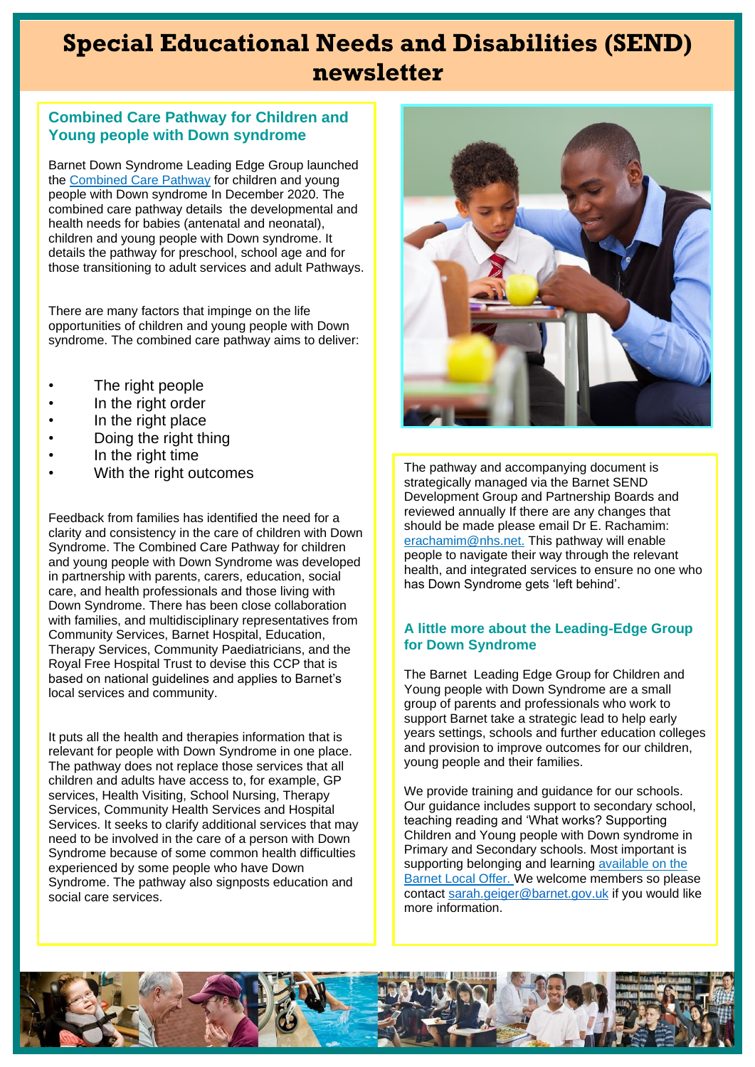# Special Educational Needs and Disabilities (SEND) newsletter

## Combined Care Pathway for Children and Young people with Down syndrome

Barnet Down Syndrome Leading Edge Group launched the Combined Care Pathway for children and young people with Down syndrome In December 2020. The combined care pathway details the developmental and health needs for babies (antenatal and neonatal), children and young people with Down syndrome. It details the pathway for preschool, school age and for those transitioning to adult services and adult Pathways.

There are many factors that impinge on the life opportunities of children and young people with Down syndrome. The combined care pathway aims to deliver:

- The right people
- In the right order
- In the right place
- Doing the right thing
- In the right time
- With the right outcomes

Feedback from families has identified the need for a clarity and consistency in the care of children with Down Syndrome. The Combined Care Pathway for children and young people with Down Syndrome was developed in partnership with parents, carers, education, social care, and health professionals and those living with Down Syndrome. There has been close collaboration with families, and multidisciplinary representatives from Community Services, Barnet Hospital, Education, Therapy Services, Community Paediatricians, and the Royal Free Hospital Trust to devise this CCP that is based on national guidelines and applies to Barnet's local services and community.

It puts all the health and therapies information that is relevant for people with Down Syndrome in one place. The pathway does not replace those services that all children and adults have access to, for example, GP services, Health Visiting, School Nursing, Therapy Services, Community Health Services and Hospital Services. It seeks to clarify additional services that may need to be involved in the care of a person with Down Syndrome because of some common health difficulties experienced by some people who have Down Syndrome. The pathway also signposts education and social care services.

The pathway and accompanying document is strategically managed via the Barnet SEND Development Group and Partnership Boards and reviewed annually If there are any changes that should be made please email Dr E. Rachamim: erachamim@nhs.net. This pathway will enable people to navigate their way through the relevant health, and integrated services to ensure no one who has Down Syndrome gets 'left behind'.

## A little more about the Leading-Edge Group for Down Syndrome

The Barnet Leading Edge Group for Children and Young people with Down Syndrome are a small group of parents and professionals who work to support Barnet take a strategic lead to help early years settings, schools and further education colleges and provision to improve outcomes for our children, young people and their families.

We provide training and guidance for our schools. Our guidance includes support to secondary school, teaching reading and 'What works? Supporting Children and Young people with Down syndrome in Primary and Secondary schools. Most important is supporting belonging and learning available on the Barnet Local Offer. We welcome members so please contact sarah.geiger@barnet.gov.uk if you would like more information.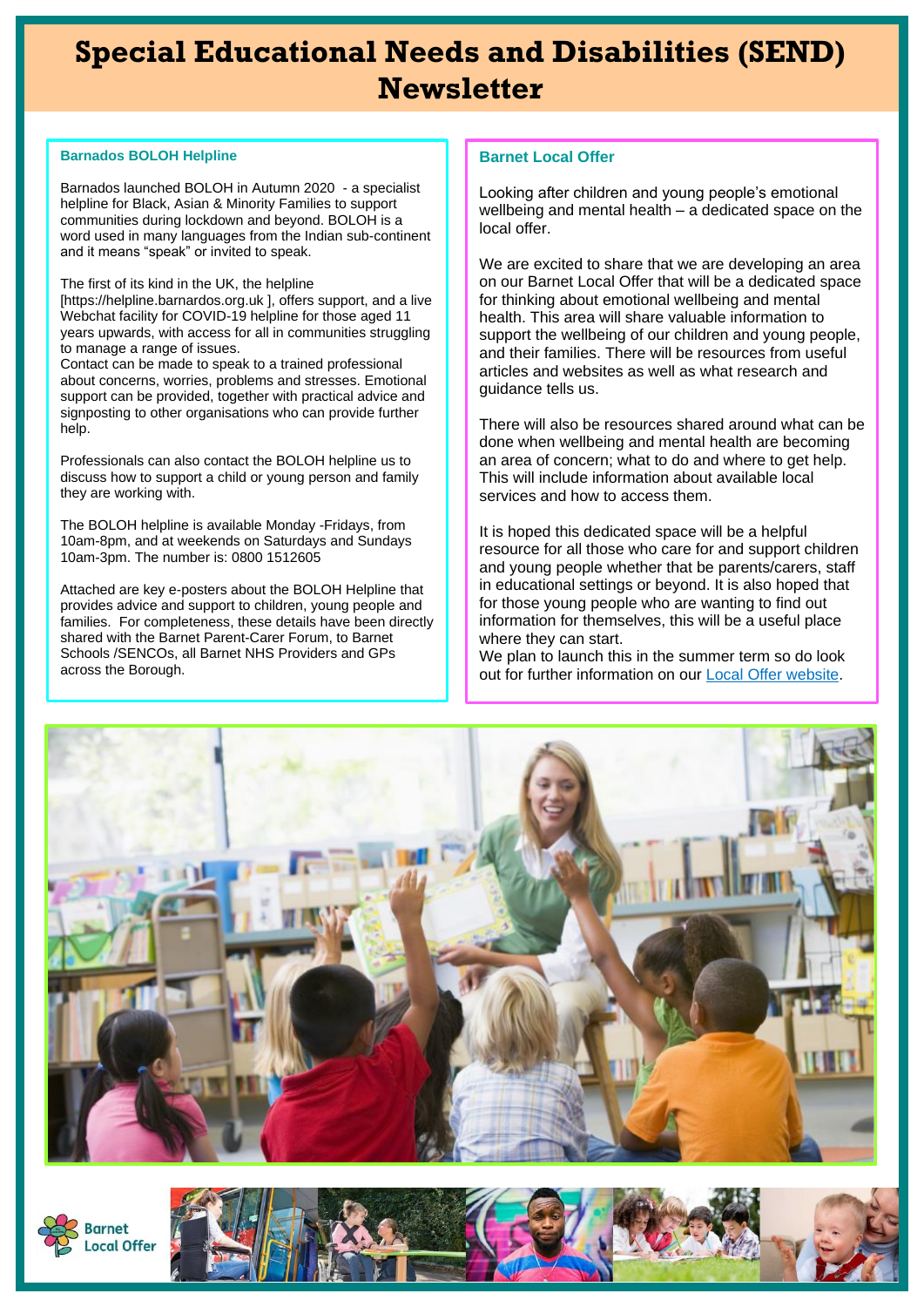# Special Educational Needs and Disabilities (SEND) Newsletter

### Barnados BOLOH Helpline

Barnados launched BOLOH in Autumn 2020 - a specialist helpline for Black, Asian & Minority Families to support communities during lockdown and beyond. BOLOH is a word used in many languages from the Indian sub-continent and it means "speak" or invited to speak.

The first of its kind in the UK, the helpline [https://helpline.barnardos.org.uk ], offers support, and a live Webchat facility for COVID-19 helpline for those aged 11 years upwards, with access for all in communities struggling to manage a range of issues.
Contact can be made to speak to a trained professional about concerns, worries, problems and stresses. Emotional support can be provided, together with practical advice and signposting to other organisations who can provide further help.

Professionals can also contact the BOLOH helpline us to discuss how to support a child or young person and family they are working with.

The BOLOH helpline is available Monday -Fridays, from 10am-8pm, and at weekends on Saturdays and Sundays 10am-3pm. The number is: 0800 1512605

Attached are key e-posters about the BOLOH Helpline that provides advice and support to children, young people and families. For completeness, these details have been directly shared with the Barnet Parent-Carer Forum, to Barnet Schools /SENCOs, all Barnet NHS Providers and GPs across the Borough.

### Barnet Local Offer

Looking after children and young people's emotional wellbeing and mental health – a dedicated space on the local offer.

We are excited to share that we are developing an area on our Barnet Local Offer that will be a dedicated space for thinking about emotional wellbeing and mental health. This area will share valuable information to support the wellbeing of our children and young people, and their families. There will be resources from useful articles and websites as well as what research and guidance tells us.

There will also be resources shared around what can be done when wellbeing and mental health are becoming an area of concern; what to do and where to get help. This will include information about available local services and how to access them.

It is hoped this dedicated space will be a helpful resource for all those who care for and support children and young people whether that be parents/carers, staff in educational settings or beyond. It is also hoped that for those young people who are wanting to find out information for themselves, this will be a useful place where they can start.
We plan to launch this in the summer term so do look out for further information on our Local Offer website.

Barnet Local Offer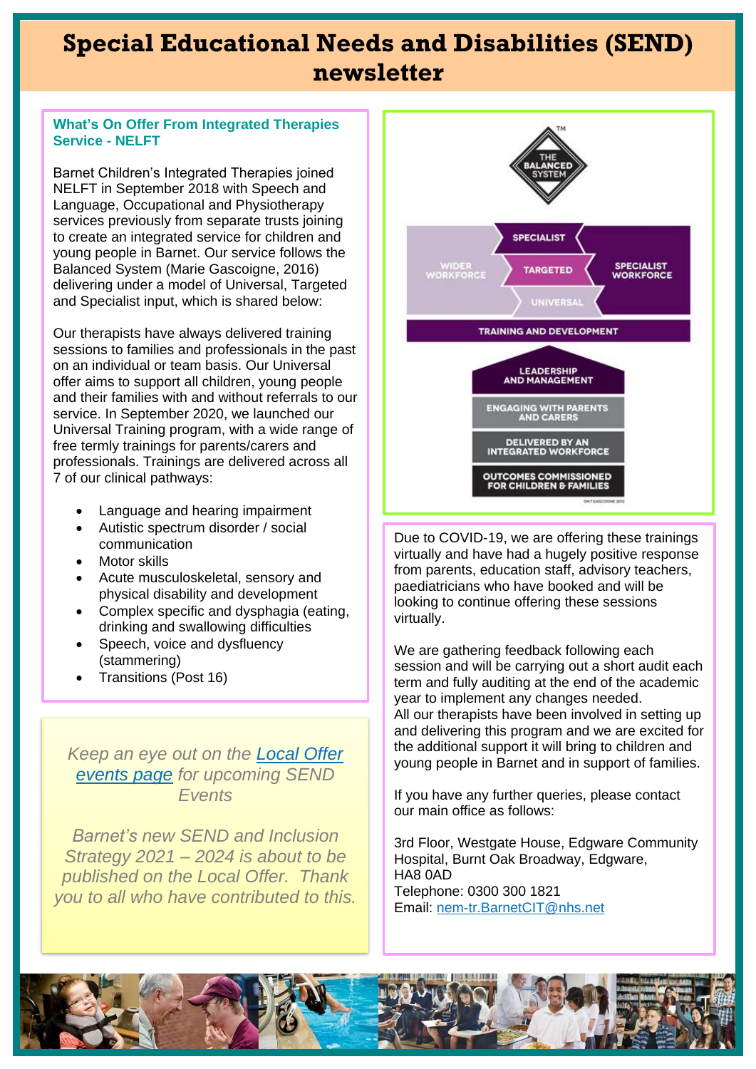# Special Educational Needs and Disabilities (SEND) newsletter

### What's On Offer From Integrated Therapies Service - NELFT

Barnet Children's Integrated Therapies joined NELFT in September 2018 with Speech and Language, Occupational and Physiotherapy services previously from separate trusts joining to create an integrated service for children and young people in Barnet. Our service follows the Balanced System (Marie Gascoigne, 2016) delivering under a model of Universal, Targeted and Specialist input, which is shared below:

Our therapists have always delivered training sessions to families and professionals in the past on an individual or team basis. Our Universal offer aims to support all children, young people and their families with and without referrals to our service. In September 2020, we launched our Universal Training program, with a wide range of free termly trainings for parents/carers and professionals. Trainings are delivered across all 7 of our clinical pathways:

- Language and hearing impairment
- Autistic spectrum disorder / social communication
- Motor skills
- Acute musculoskeletal, sensory and physical disability and development
- Complex specific and dysphagia (eating, drinking and swallowing difficulties
- Speech, voice and dysfluency (stammering)
- Transitions (Post 16)

THE BALANCED SYSTEM ™

WIDER WORKFORCE
SPECIALIST
TARGETED
UNIVERSAL
SPECIALIST WORKFORCE
TRAINING AND DEVELOPMENT
LEADERSHIP AND MANAGEMENT
ENGAGING WITH PARENTS AND CARERS
DELIVERED BY AN INTEGRATED WORKFORCE
OUTCOMES COMMISSIONED FOR CHILDREN & FAMILIES

Due to COVID-19, we are offering these trainings virtually and have had a hugely positive response from parents, education staff, advisory teachers, paediatricians who have booked and will be looking to continue offering these sessions virtually.

We are gathering feedback following each session and will be carrying out a short audit each term and fully auditing at the end of the academic year to implement any changes needed.
All our therapists have been involved in setting up and delivering this program and we are excited for the additional support it will bring to children and young people in Barnet and in support of families.

If you have any further queries, please contact our main office as follows:

3rd Floor, Westgate House, Edgware Community Hospital, Burnt Oak Broadway, Edgware, HA8 0AD
Telephone: 0300 300 1821
Email: nem-tr.BarnetCIT@nhs.net

*Keep an eye out on the [Local Offer events page]() for upcoming SEND Events*

*Barnet's new SEND and Inclusion Strategy 2021 – 2024 is about to be published on the Local Offer. Thank you to all who have contributed to this.*